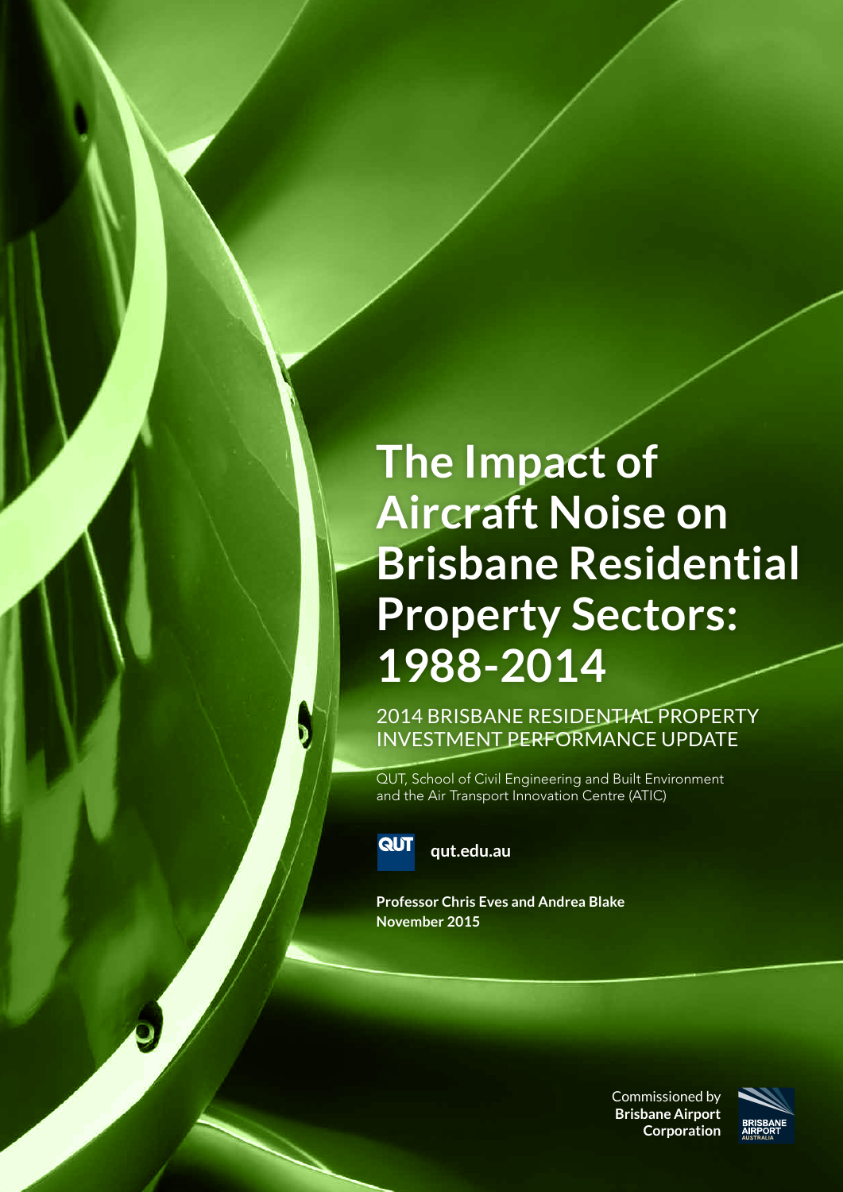# The Impact of Aircraft Noise on Brisbane Residential Property Sectors: 1988-2014

2014 BRISBANE RESIDENTIAL PROPERTY INVESTMENT PERFORMANCE UPDATE

QUT, School of Civil Engineering and Built Environment and the Air Transport Innovation Centre (ATIC)

QUT **qut.edu.au**

**Professor Chris Eves and Andrea Blake**
**November 2015**

Commissioned by **Brisbane Airport Corporation**

BRISBANE AIRPORT AUSTRALIA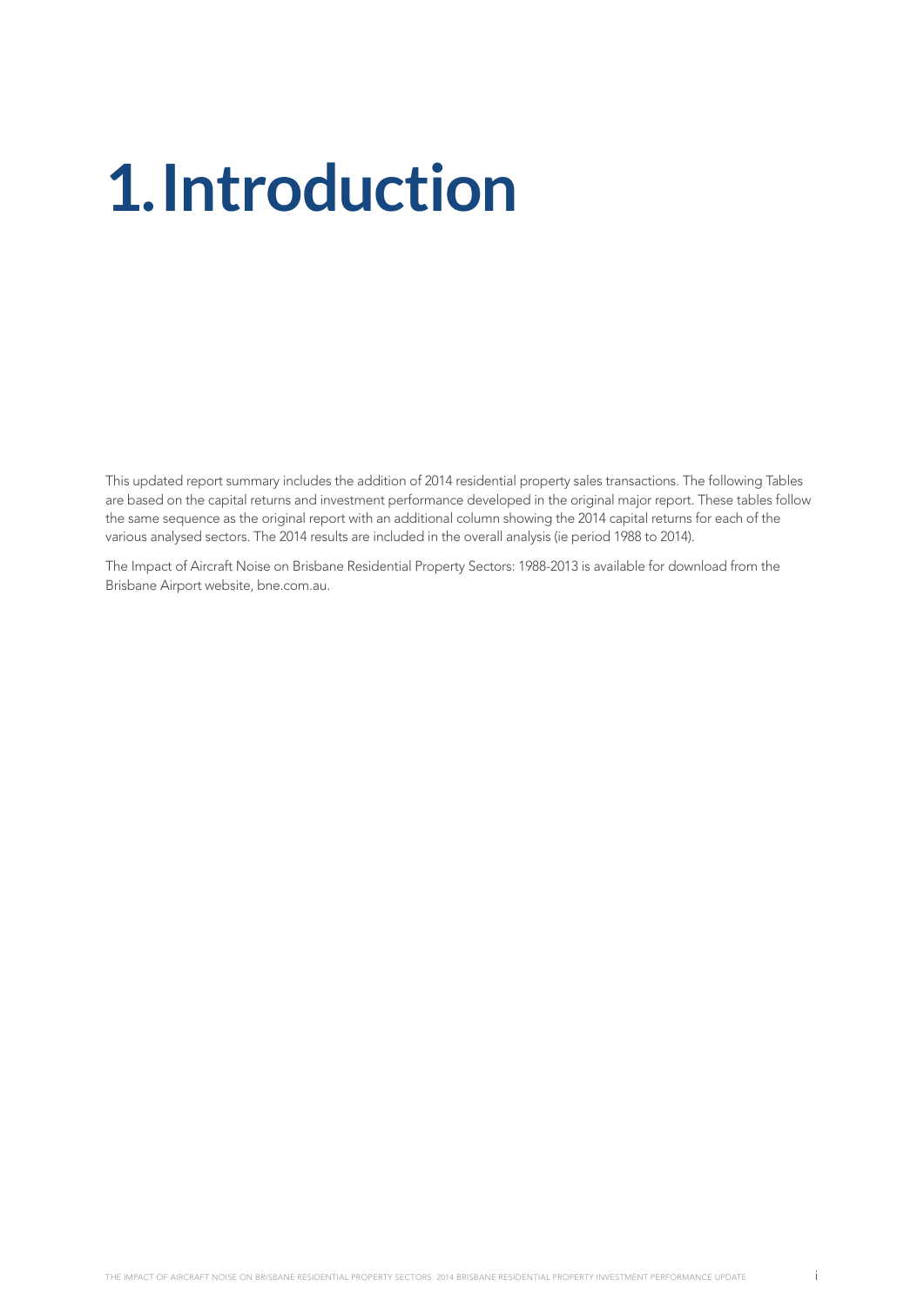# 1. Introduction

This updated report summary includes the addition of 2014 residential property sales transactions. The following Tables are based on the capital returns and investment performance developed in the original major report. These tables follow the same sequence as the original report with an additional column showing the 2014 capital returns for each of the various analysed sectors. The 2014 results are included in the overall analysis (ie period 1988 to 2014).

The Impact of Aircraft Noise on Brisbane Residential Property Sectors: 1988-2013 is available for download from the Brisbane Airport website, bne.com.au.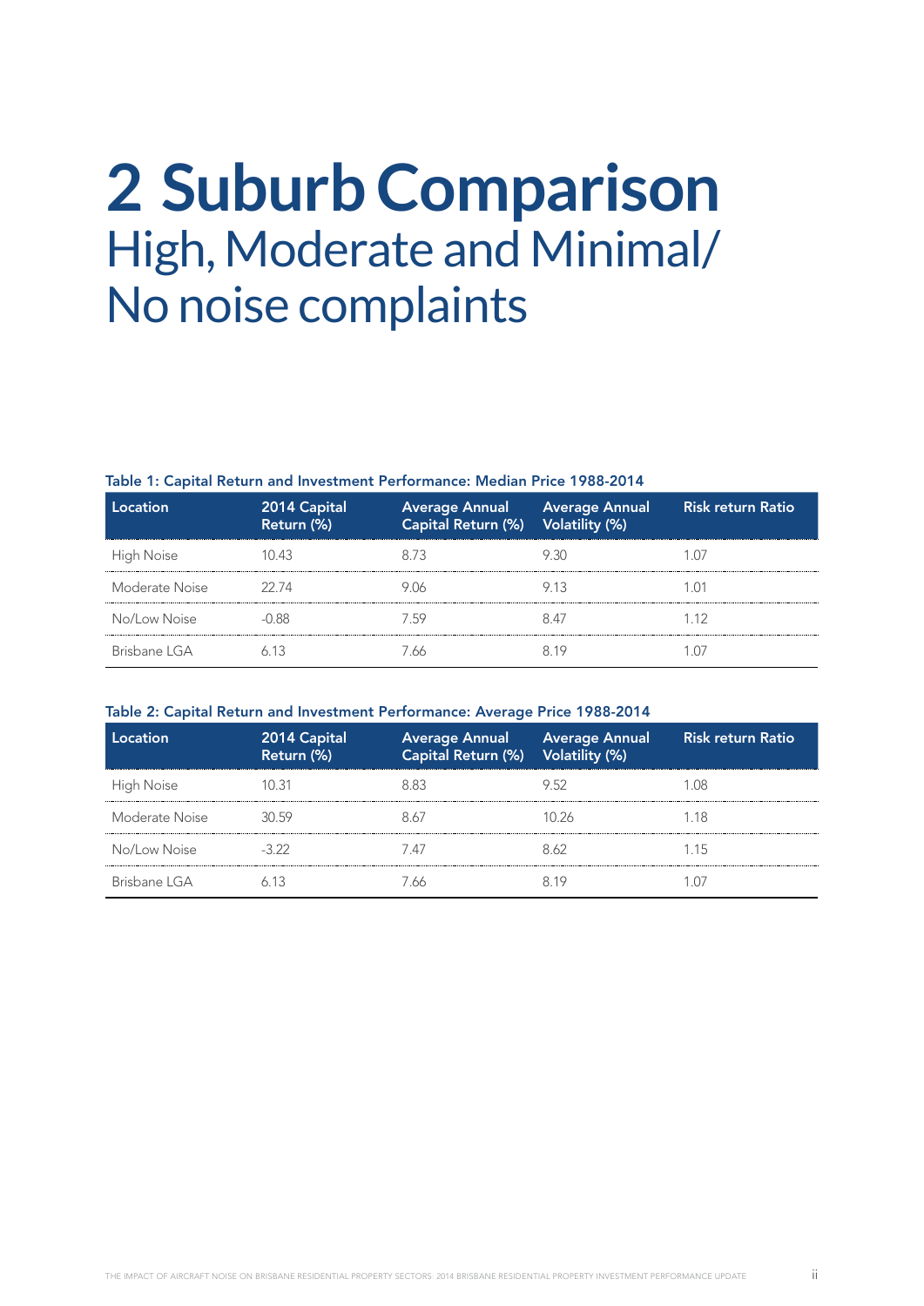# 2 Suburb Comparison

## High, Moderate and Minimal/ No noise complaints

**Table 1: Capital Return and Investment Performance: Median Price 1988-2014**

| Location | 2014 Capital Return (%) | Average Annual Capital Return (%) | Average Annual Volatility (%) | Risk return Ratio |
|---|---|---|---|---|
| High Noise | 10.43 | 8.73 | 9.30 | 1.07 |
| Moderate Noise | 22.74 | 9.06 | 9.13 | 1.01 |
| No/Low Noise | -0.88 | 7.59 | 8.47 | 1.12 |
| Brisbane LGA | 6.13 | 7.66 | 8.19 | 1.07 |

**Table 2: Capital Return and Investment Performance: Average Price 1988-2014**

| Location | 2014 Capital Return (%) | Average Annual Capital Return (%) | Average Annual Volatility (%) | Risk return Ratio |
|---|---|---|---|---|
| High Noise | 10.31 | 8.83 | 9.52 | 1.08 |
| Moderate Noise | 30.59 | 8.67 | 10.26 | 1.18 |
| No/Low Noise | -3.22 | 7.47 | 8.62 | 1.15 |
| Brisbane LGA | 6.13 | 7.66 | 8.19 | 1.07 |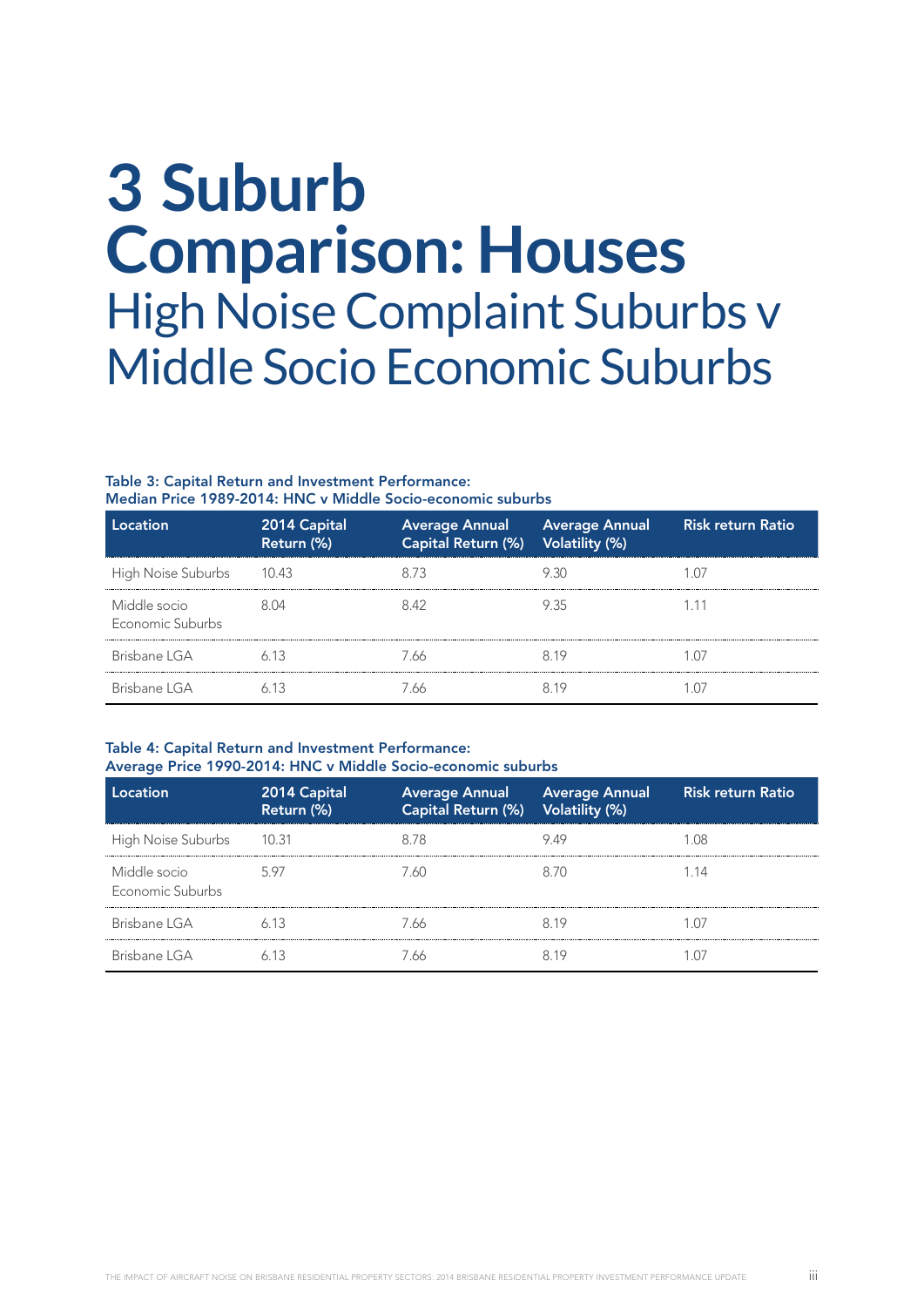# 3 Suburb Comparison: Houses

## High Noise Complaint Suburbs v Middle Socio Economic Suburbs

**Table 3: Capital Return and Investment Performance: Median Price 1989-2014: HNC v Middle Socio-economic suburbs**

| Location | 2014 Capital Return (%) | Average Annual Capital Return (%) | Average Annual Volatility (%) | Risk return Ratio |
|---|---|---|---|---|
| High Noise Suburbs | 10.43 | 8.73 | 9.30 | 1.07 |
| Middle socio Economic Suburbs | 8.04 | 8.42 | 9.35 | 1.11 |
| Brisbane LGA | 6.13 | 7.66 | 8.19 | 1.07 |
| Brisbane LGA | 6.13 | 7.66 | 8.19 | 1.07 |

**Table 4: Capital Return and Investment Performance: Average Price 1990-2014: HNC v Middle Socio-economic suburbs**

| Location | 2014 Capital Return (%) | Average Annual Capital Return (%) | Average Annual Volatility (%) | Risk return Ratio |
|---|---|---|---|---|
| High Noise Suburbs | 10.31 | 8.78 | 9.49 | 1.08 |
| Middle socio Economic Suburbs | 5.97 | 7.60 | 8.70 | 1.14 |
| Brisbane LGA | 6.13 | 7.66 | 8.19 | 1.07 |
| Brisbane LGA | 6.13 | 7.66 | 8.19 | 1.07 |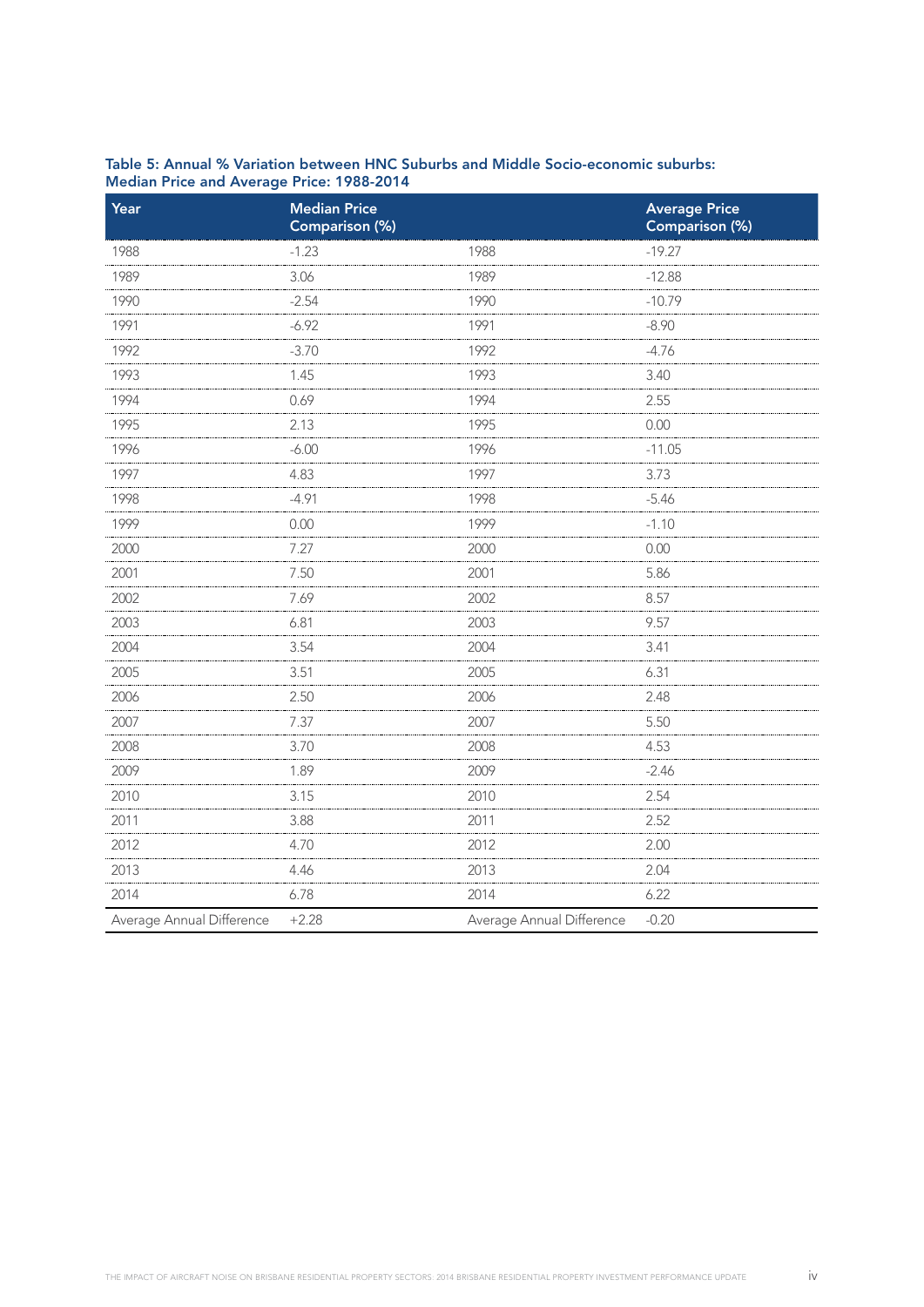**Table 5: Annual % Variation between HNC Suburbs and Middle Socio-economic suburbs: Median Price and Average Price: 1988-2014**

| Year | Median Price Comparison (%) | | Average Price Comparison (%) |
|---|---|---|---|
| 1988 | -1.23 | 1988 | -19.27 |
| 1989 | 3.06 | 1989 | -12.88 |
| 1990 | -2.54 | 1990 | -10.79 |
| 1991 | -6.92 | 1991 | -8.90 |
| 1992 | -3.70 | 1992 | -4.76 |
| 1993 | 1.45 | 1993 | 3.40 |
| 1994 | 0.69 | 1994 | 2.55 |
| 1995 | 2.13 | 1995 | 0.00 |
| 1996 | -6.00 | 1996 | -11.05 |
| 1997 | 4.83 | 1997 | 3.73 |
| 1998 | -4.91 | 1998 | -5.46 |
| 1999 | 0.00 | 1999 | -1.10 |
| 2000 | 7.27 | 2000 | 0.00 |
| 2001 | 7.50 | 2001 | 5.86 |
| 2002 | 7.69 | 2002 | 8.57 |
| 2003 | 6.81 | 2003 | 9.57 |
| 2004 | 3.54 | 2004 | 3.41 |
| 2005 | 3.51 | 2005 | 6.31 |
| 2006 | 2.50 | 2006 | 2.48 |
| 2007 | 7.37 | 2007 | 5.50 |
| 2008 | 3.70 | 2008 | 4.53 |
| 2009 | 1.89 | 2009 | -2.46 |
| 2010 | 3.15 | 2010 | 2.54 |
| 2011 | 3.88 | 2011 | 2.52 |
| 2012 | 4.70 | 2012 | 2.00 |
| 2013 | 4.46 | 2013 | 2.04 |
| 2014 | 6.78 | 2014 | 6.22 |
| Average Annual Difference | +2.28 | Average Annual Difference | -0.20 |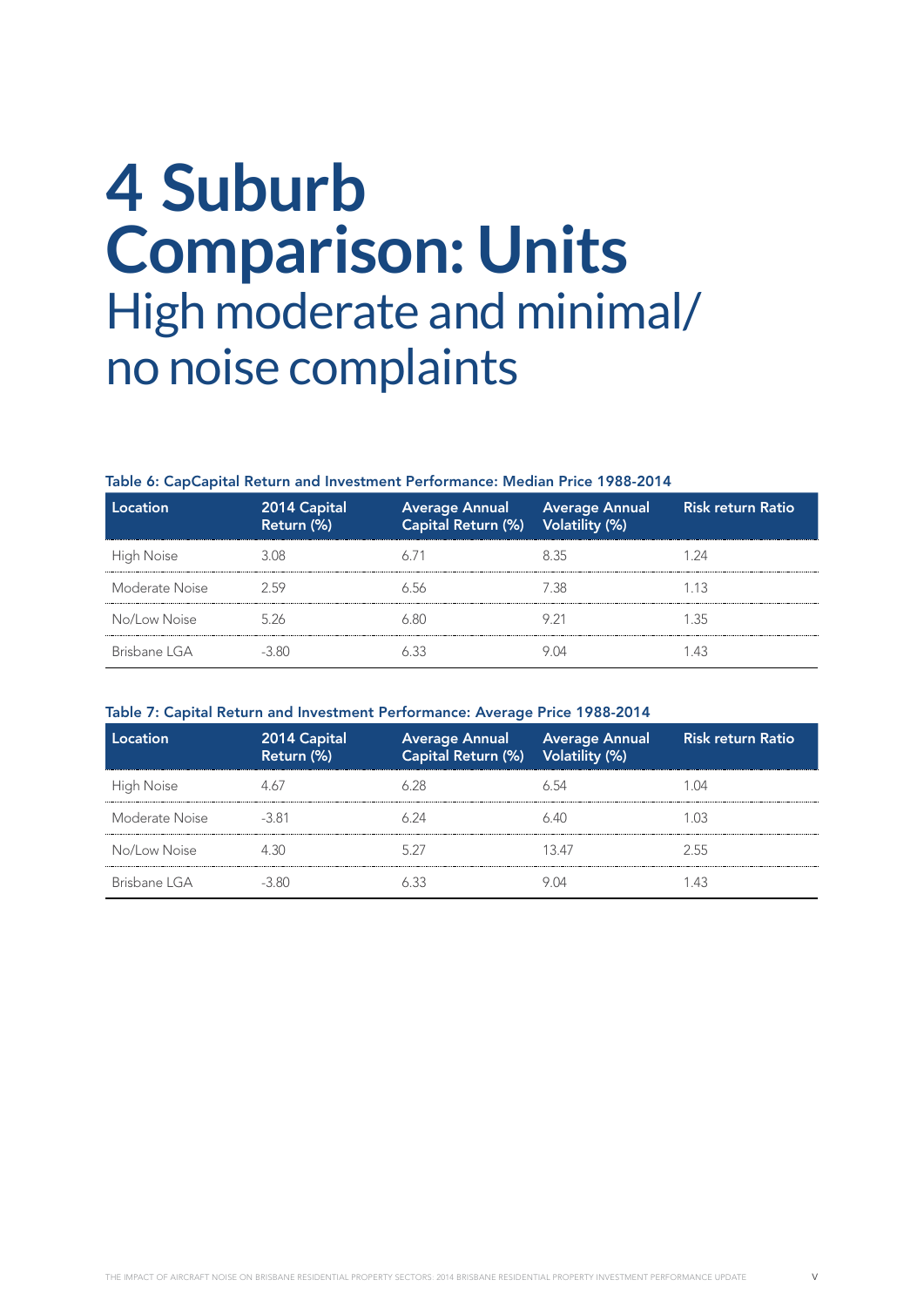# 4 Suburb Comparison: Units

## High moderate and minimal/ no noise complaints

**Table 6: CapCapital Return and Investment Performance: Median Price 1988-2014**

| Location | 2014 Capital Return (%) | Average Annual Capital Return (%) | Average Annual Volatility (%) | Risk return Ratio |
|---|---|---|---|---|
| High Noise | 3.08 | 6.71 | 8.35 | 1.24 |
| Moderate Noise | 2.59 | 6.56 | 7.38 | 1.13 |
| No/Low Noise | 5.26 | 6.80 | 9.21 | 1.35 |
| Brisbane LGA | -3.80 | 6.33 | 9.04 | 1.43 |

**Table 7: Capital Return and Investment Performance: Average Price 1988-2014**

| Location | 2014 Capital Return (%) | Average Annual Capital Return (%) | Average Annual Volatility (%) | Risk return Ratio |
|---|---|---|---|---|
| High Noise | 4.67 | 6.28 | 6.54 | 1.04 |
| Moderate Noise | -3.81 | 6.24 | 6.40 | 1.03 |
| No/Low Noise | 4.30 | 5.27 | 13.47 | 2.55 |
| Brisbane LGA | -3.80 | 6.33 | 9.04 | 1.43 |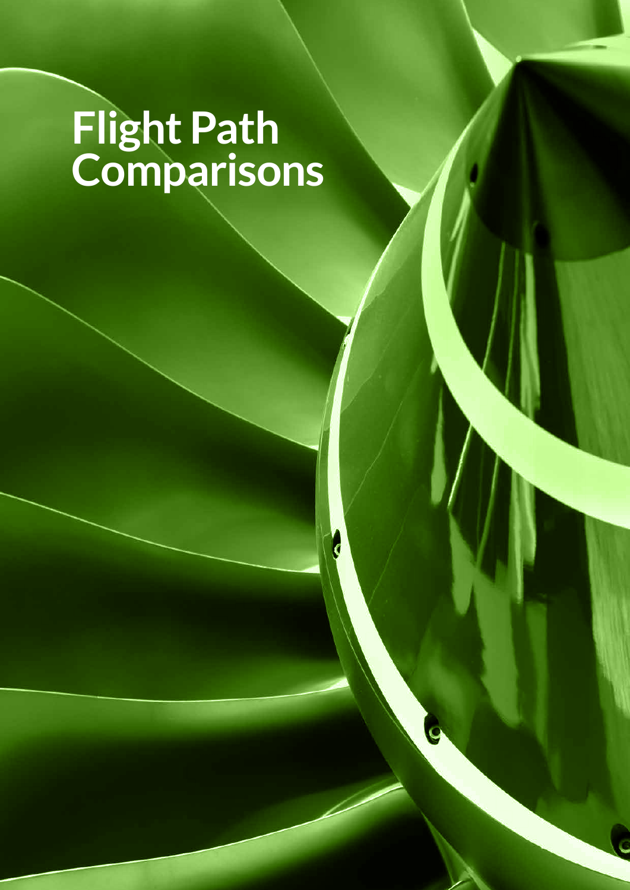# Flight Path Comparisons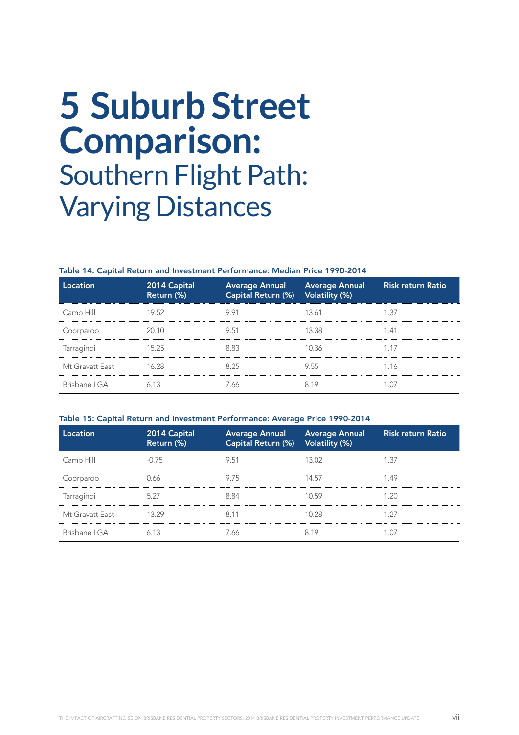# 5 Suburb Street Comparison:

## Southern Flight Path: Varying Distances

**Table 14: Capital Return and Investment Performance: Median Price 1990-2014**

| Location | 2014 Capital Return (%) | Average Annual Capital Return (%) | Average Annual Volatility (%) | Risk return Ratio |
|---|---|---|---|---|
| Camp Hill | 19.52 | 9.91 | 13.61 | 1.37 |
| Coorparoo | 20.10 | 9.51 | 13.38 | 1.41 |
| Tarragindi | 15.25 | 8.83 | 10.36 | 1.17 |
| Mt Gravatt East | 16.28 | 8.25 | 9.55 | 1.16 |
| Brisbane LGA | 6.13 | 7.66 | 8.19 | 1.07 |

**Table 15: Capital Return and Investment Performance: Average Price 1990-2014**

| Location | 2014 Capital Return (%) | Average Annual Capital Return (%) | Average Annual Volatility (%) | Risk return Ratio |
|---|---|---|---|---|
| Camp Hill | -0.75 | 9.51 | 13.02 | 1.37 |
| Coorparoo | 0.66 | 9.75 | 14.57 | 1.49 |
| Tarragindi | 5.27 | 8.84 | 10.59 | 1.20 |
| Mt Gravatt East | 13.29 | 8.11 | 10.28 | 1.27 |
| Brisbane LGA | 6.13 | 7.66 | 8.19 | 1.07 |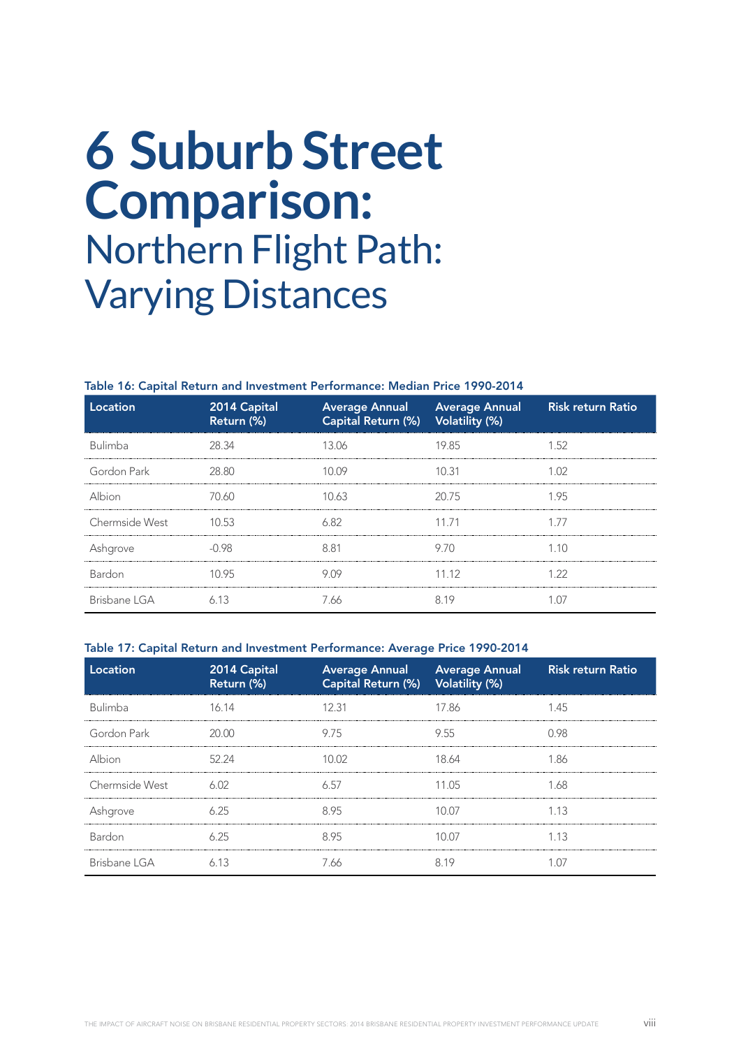# 6 Suburb Street Comparison:
## Northern Flight Path: Varying Distances

**Table 16: Capital Return and Investment Performance: Median Price 1990-2014**

| Location | 2014 Capital Return (%) | Average Annual Capital Return (%) | Average Annual Volatility (%) | Risk return Ratio |
|---|---|---|---|---|
| Bulimba | 28.34 | 13.06 | 19.85 | 1.52 |
| Gordon Park | 28.80 | 10.09 | 10.31 | 1.02 |
| Albion | 70.60 | 10.63 | 20.75 | 1.95 |
| Chermside West | 10.53 | 6.82 | 11.71 | 1.77 |
| Ashgrove | -0.98 | 8.81 | 9.70 | 1.10 |
| Bardon | 10.95 | 9.09 | 11.12 | 1.22 |
| Brisbane LGA | 6.13 | 7.66 | 8.19 | 1.07 |

**Table 17: Capital Return and Investment Performance: Average Price 1990-2014**

| Location | 2014 Capital Return (%) | Average Annual Capital Return (%) | Average Annual Volatility (%) | Risk return Ratio |
|---|---|---|---|---|
| Bulimba | 16.14 | 12.31 | 17.86 | 1.45 |
| Gordon Park | 20.00 | 9.75 | 9.55 | 0.98 |
| Albion | 52.24 | 10.02 | 18.64 | 1.86 |
| Chermside West | 6.02 | 6.57 | 11.05 | 1.68 |
| Ashgrove | 6.25 | 8.95 | 10.07 | 1.13 |
| Bardon | 6.25 | 8.95 | 10.07 | 1.13 |
| Brisbane LGA | 6.13 | 7.66 | 8.19 | 1.07 |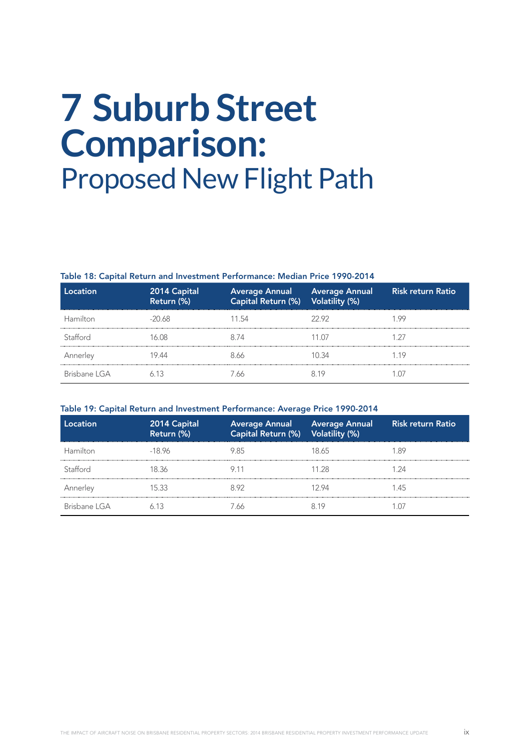# 7 Suburb Street Comparison:

## Proposed New Flight Path

**Table 18: Capital Return and Investment Performance: Median Price 1990-2014**

| Location | 2014 Capital Return (%) | Average Annual Capital Return (%) | Average Annual Volatility (%) | Risk return Ratio |
|---|---|---|---|---|
| Hamilton | -20.68 | 11.54 | 22.92 | 1.99 |
| Stafford | 16.08 | 8.74 | 11.07 | 1.27 |
| Annerley | 19.44 | 8.66 | 10.34 | 1.19 |
| Brisbane LGA | 6.13 | 7.66 | 8.19 | 1.07 |

**Table 19: Capital Return and Investment Performance: Average Price 1990-2014**

| Location | 2014 Capital Return (%) | Average Annual Capital Return (%) | Average Annual Volatility (%) | Risk return Ratio |
|---|---|---|---|---|
| Hamilton | -18.96 | 9.85 | 18.65 | 1.89 |
| Stafford | 18.36 | 9.11 | 11.28 | 1.24 |
| Annerley | 15.33 | 8.92 | 12.94 | 1.45 |
| Brisbane LGA | 6.13 | 7.66 | 8.19 | 1.07 |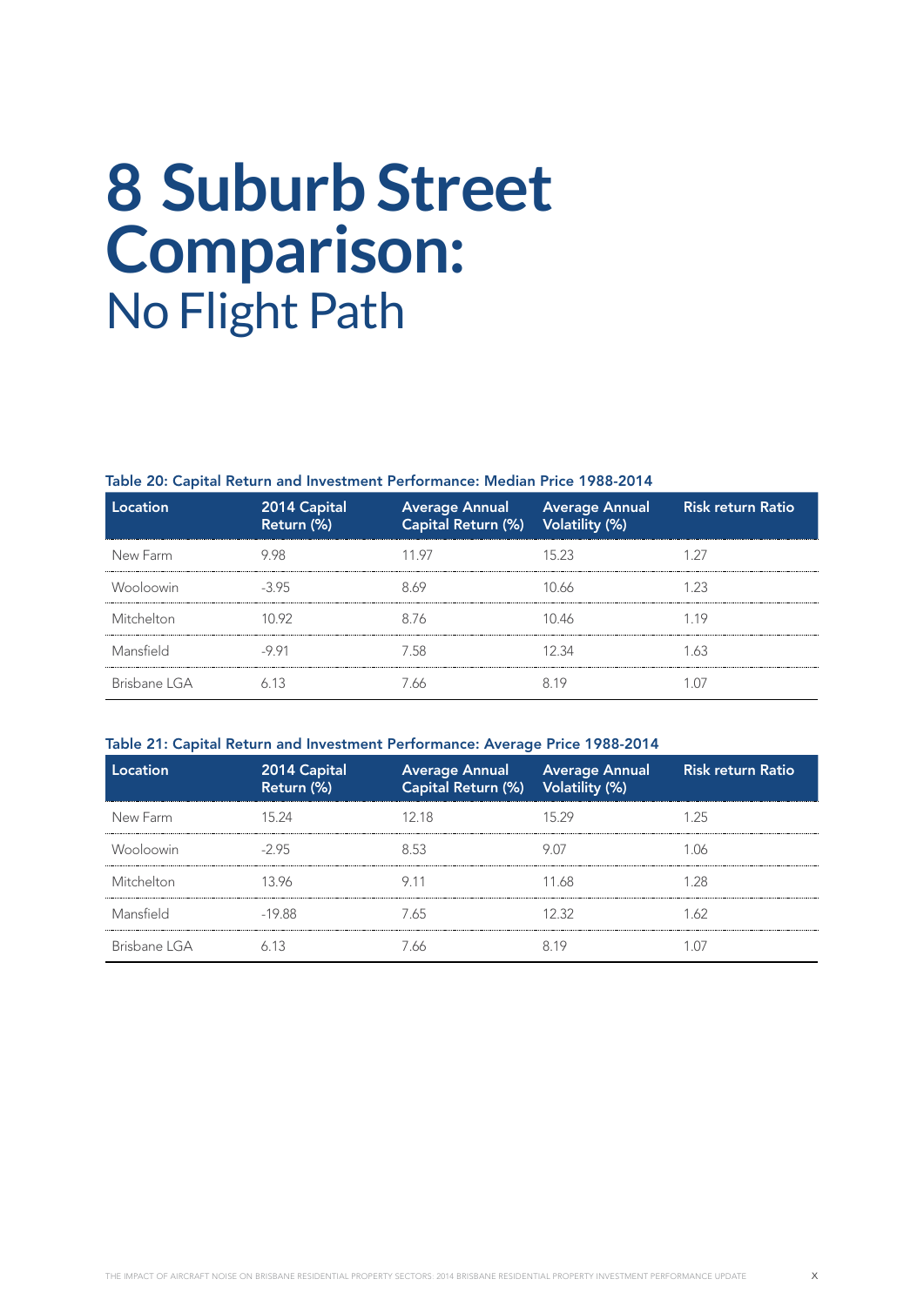# 8 Suburb Street Comparison:
## No Flight Path

**Table 20: Capital Return and Investment Performance: Median Price 1988-2014**

| Location | 2014 Capital Return (%) | Average Annual Capital Return (%) | Average Annual Volatility (%) | Risk return Ratio |
|---|---|---|---|---|
| New Farm | 9.98 | 11.97 | 15.23 | 1.27 |
| Wooloowin | -3.95 | 8.69 | 10.66 | 1.23 |
| Mitchelton | 10.92 | 8.76 | 10.46 | 1.19 |
| Mansfield | -9.91 | 7.58 | 12.34 | 1.63 |
| Brisbane LGA | 6.13 | 7.66 | 8.19 | 1.07 |

**Table 21: Capital Return and Investment Performance: Average Price 1988-2014**

| Location | 2014 Capital Return (%) | Average Annual Capital Return (%) | Average Annual Volatility (%) | Risk return Ratio |
|---|---|---|---|---|
| New Farm | 15.24 | 12.18 | 15.29 | 1.25 |
| Wooloowin | -2.95 | 8.53 | 9.07 | 1.06 |
| Mitchelton | 13.96 | 9.11 | 11.68 | 1.28 |
| Mansfield | -19.88 | 7.65 | 12.32 | 1.62 |
| Brisbane LGA | 6.13 | 7.66 | 8.19 | 1.07 |